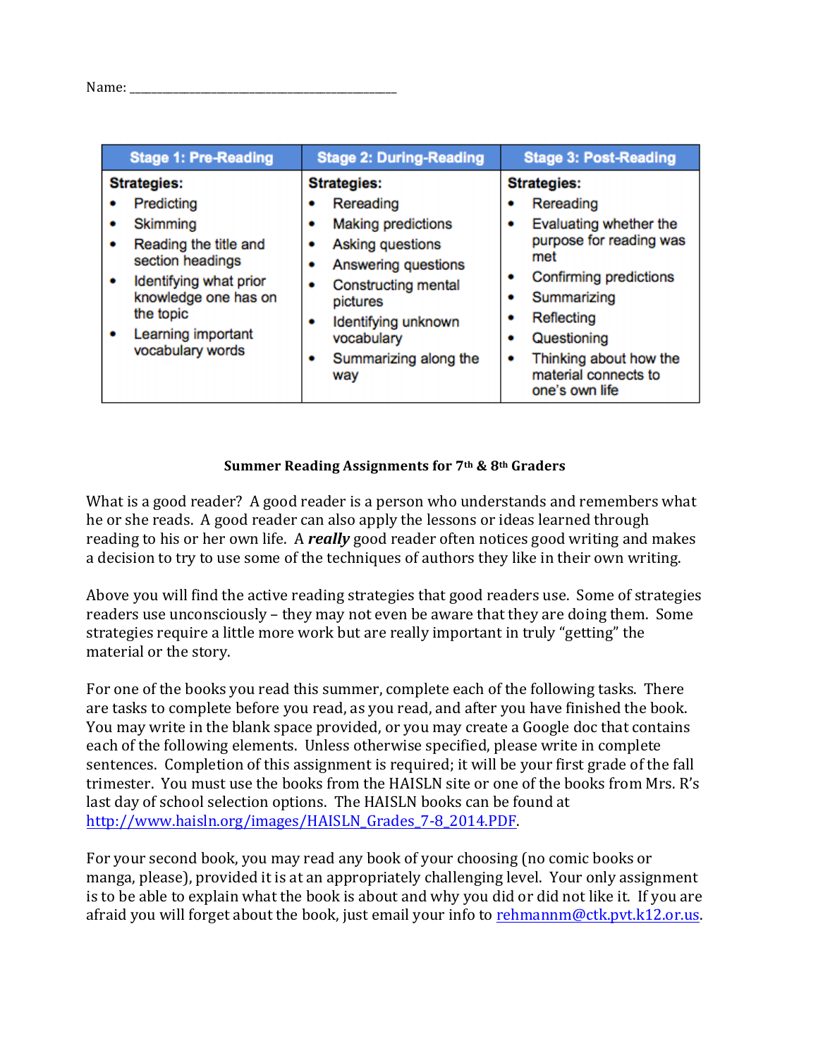Name: \_\_\_\_\_\_\_\_\_\_\_\_\_\_\_\_\_\_\_\_\_\_\_\_\_\_\_\_\_\_\_\_\_\_\_\_\_\_\_\_\_\_\_\_\_

| Stage 1: Pre-Reading | Stage 2: During-Reading | Stage 3: Post-Reading |
|---|---|---|
| **Strategies:**<br>• Predicting<br>• Skimming<br>• Reading the title and section headings<br>• Identifying what prior knowledge one has on the topic<br>• Learning important vocabulary words | **Strategies:**<br>• Rereading<br>• Making predictions<br>• Asking questions<br>• Answering questions<br>• Constructing mental pictures<br>• Identifying unknown vocabulary<br>• Summarizing along the way | **Strategies:**<br>• Rereading<br>• Evaluating whether the purpose for reading was met<br>• Confirming predictions<br>• Summarizing<br>• Reflecting<br>• Questioning<br>• Thinking about how the material connects to one's own life |

**Summer Reading Assignments for 7th & 8th Graders**

What is a good reader? A good reader is a person who understands and remembers what he or she reads. A good reader can also apply the lessons or ideas learned through reading to his or her own life. A ***really*** good reader often notices good writing and makes a decision to try to use some of the techniques of authors they like in their own writing.

Above you will find the active reading strategies that good readers use. Some of strategies readers use unconsciously – they may not even be aware that they are doing them. Some strategies require a little more work but are really important in truly "getting" the material or the story.

For one of the books you read this summer, complete each of the following tasks. There are tasks to complete before you read, as you read, and after you have finished the book. You may write in the blank space provided, or you may create a Google doc that contains each of the following elements. Unless otherwise specified, please write in complete sentences. Completion of this assignment is required; it will be your first grade of the fall trimester. You must use the books from the HAISLN site or one of the books from Mrs. R's last day of school selection options. The HAISLN books can be found at http://www.haisln.org/images/HAISLN_Grades_7-8_2014.PDF.

For your second book, you may read any book of your choosing (no comic books or manga, please), provided it is at an appropriately challenging level. Your only assignment is to be able to explain what the book is about and why you did or did not like it. If you are afraid you will forget about the book, just email your info to rehmannm@ctk.pvt.k12.or.us.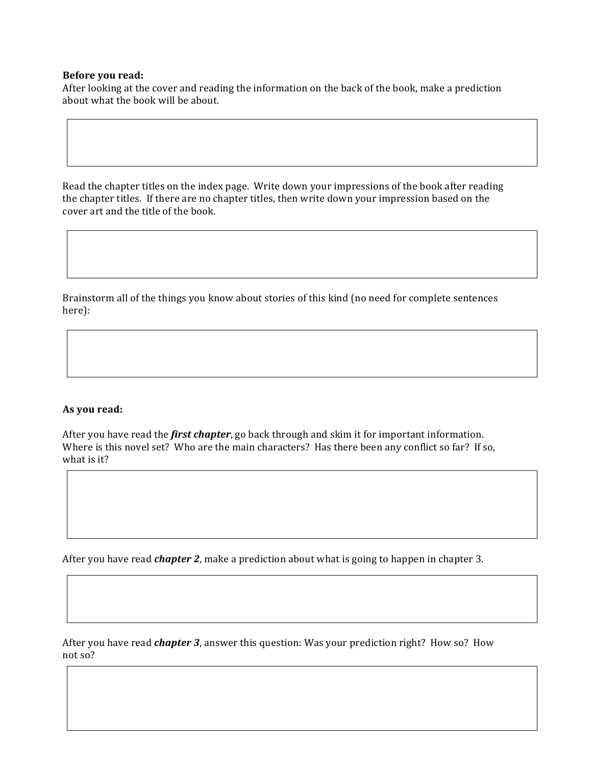**Before you read:**

After looking at the cover and reading the information on the back of the book, make a prediction about what the book will be about.

Read the chapter titles on the index page. Write down your impressions of the book after reading the chapter titles. If there are no chapter titles, then write down your impression based on the cover art and the title of the book.

Brainstorm all of the things you know about stories of this kind (no need for complete sentences here):

**As you read:**

After you have read the ***first chapter***, go back through and skim it for important information. Where is this novel set? Who are the main characters? Has there been any conflict so far? If so, what is it?

After you have read ***chapter 2***, make a prediction about what is going to happen in chapter 3.

After you have read ***chapter 3***, answer this question: Was your prediction right? How so? How not so?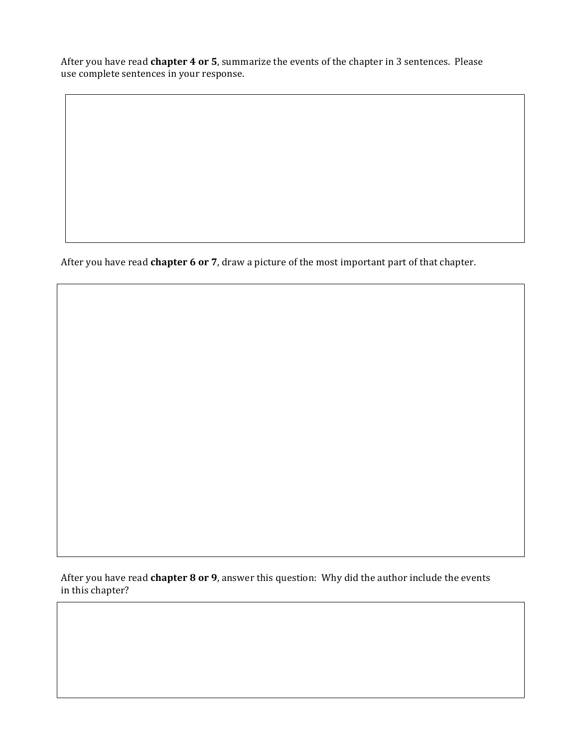After you have read **chapter 4 or 5**, summarize the events of the chapter in 3 sentences. Please use complete sentences in your response.

After you have read **chapter 6 or 7**, draw a picture of the most important part of that chapter.

After you have read **chapter 8 or 9**, answer this question: Why did the author include the events in this chapter?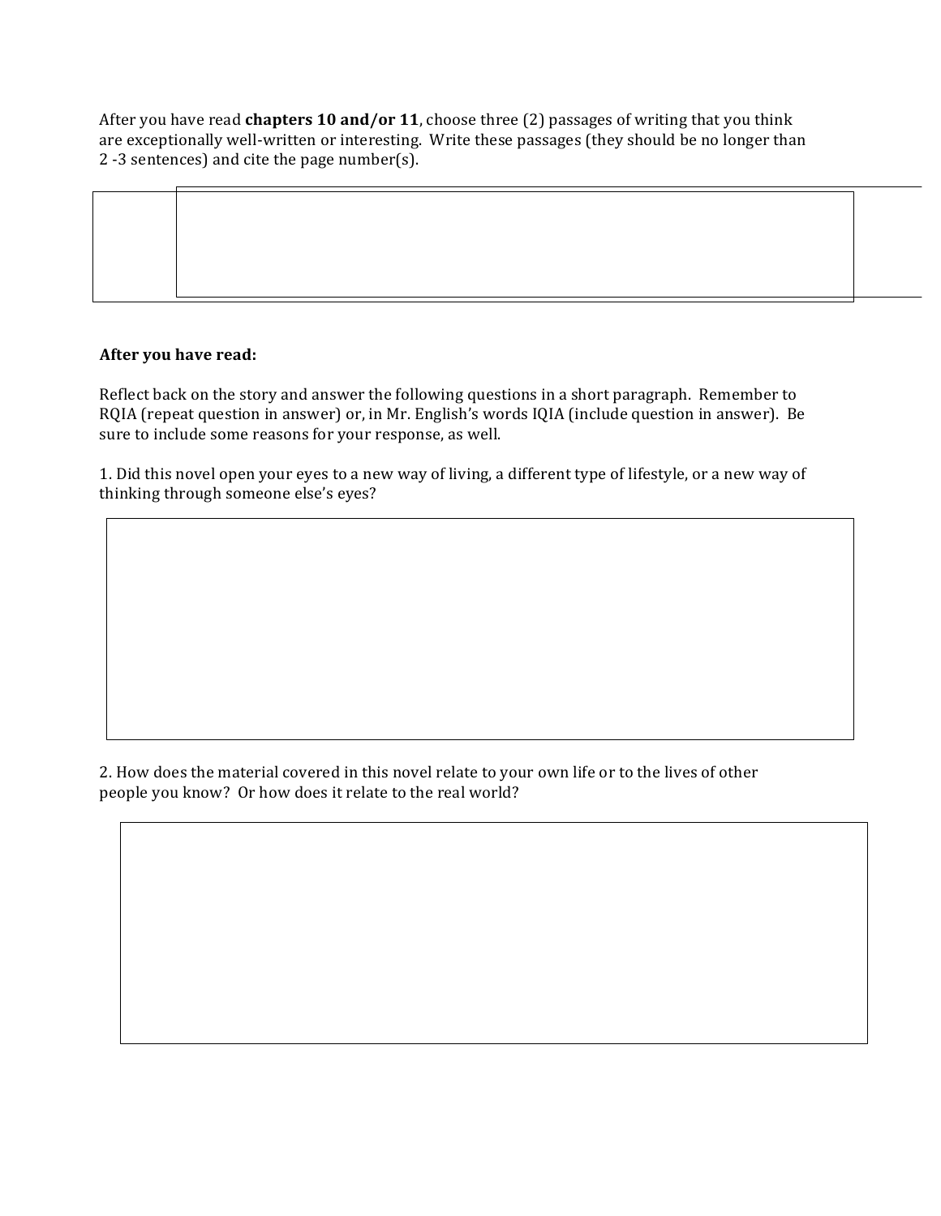After you have read **chapters 10 and/or 11**, choose three (2) passages of writing that you think are exceptionally well-written or interesting. Write these passages (they should be no longer than 2 -3 sentences) and cite the page number(s).

**After you have read:**

Reflect back on the story and answer the following questions in a short paragraph. Remember to RQIA (repeat question in answer) or, in Mr. English's words IQIA (include question in answer). Be sure to include some reasons for your response, as well.

1. Did this novel open your eyes to a new way of living, a different type of lifestyle, or a new way of thinking through someone else's eyes?

2. How does the material covered in this novel relate to your own life or to the lives of other people you know? Or how does it relate to the real world?